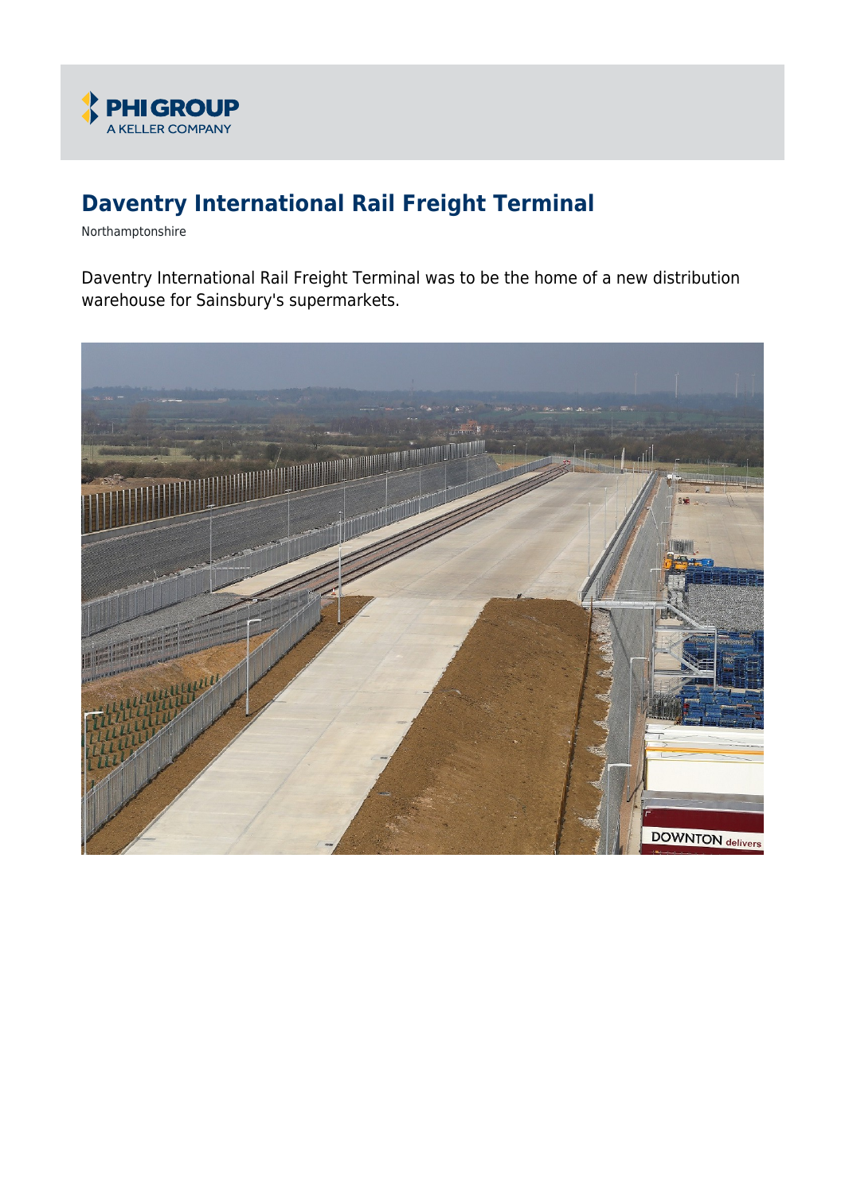PHI GROUP
A KELLER COMPANY

# Daventry International Rail Freight Terminal

Northamptonshire

Daventry International Rail Freight Terminal was to be the home of a new distribution warehouse for Sainsbury's supermarkets.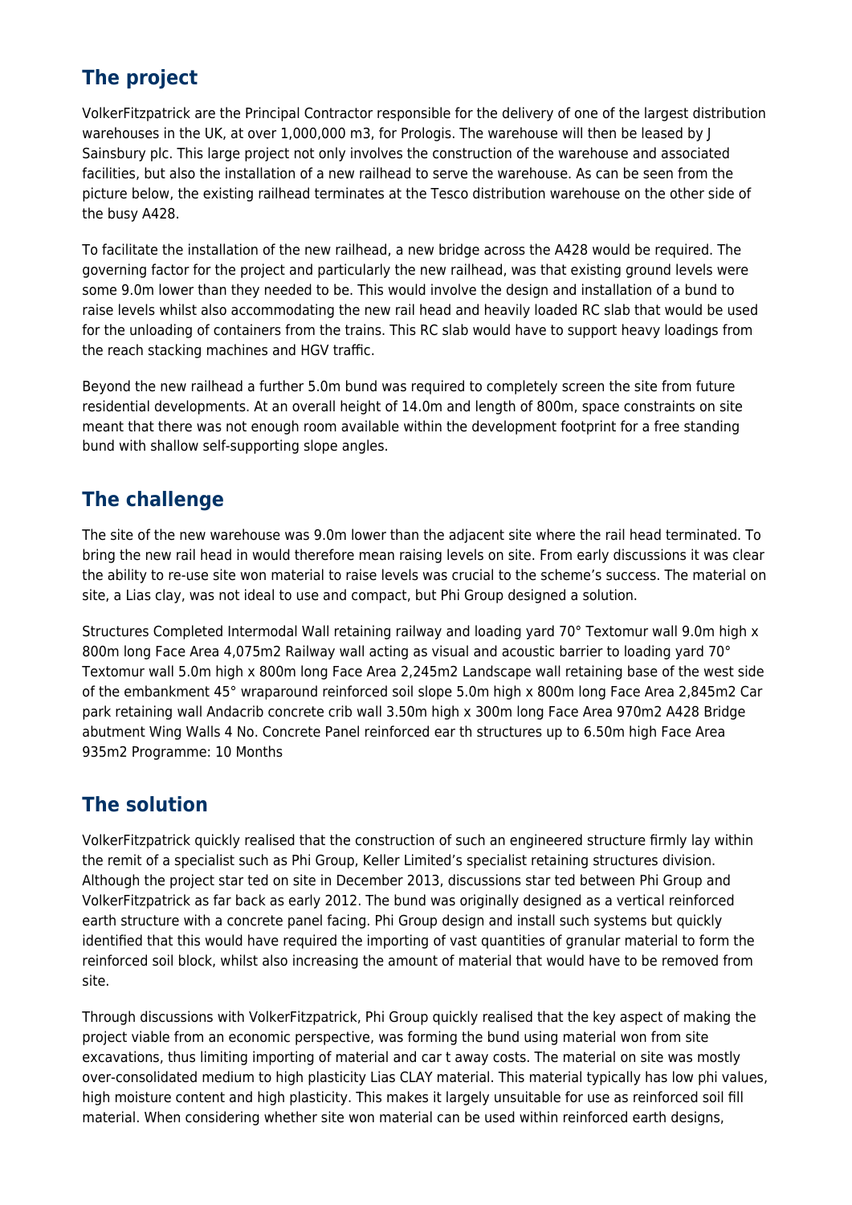## The project

VolkerFitzpatrick are the Principal Contractor responsible for the delivery of one of the largest distribution warehouses in the UK, at over 1,000,000 m3, for Prologis. The warehouse will then be leased by J Sainsbury plc. This large project not only involves the construction of the warehouse and associated facilities, but also the installation of a new railhead to serve the warehouse. As can be seen from the picture below, the existing railhead terminates at the Tesco distribution warehouse on the other side of the busy A428.

To facilitate the installation of the new railhead, a new bridge across the A428 would be required. The governing factor for the project and particularly the new railhead, was that existing ground levels were some 9.0m lower than they needed to be. This would involve the design and installation of a bund to raise levels whilst also accommodating the new rail head and heavily loaded RC slab that would be used for the unloading of containers from the trains. This RC slab would have to support heavy loadings from the reach stacking machines and HGV traffic.

Beyond the new railhead a further 5.0m bund was required to completely screen the site from future residential developments. At an overall height of 14.0m and length of 800m, space constraints on site meant that there was not enough room available within the development footprint for a free standing bund with shallow self-supporting slope angles.

## The challenge

The site of the new warehouse was 9.0m lower than the adjacent site where the rail head terminated. To bring the new rail head in would therefore mean raising levels on site. From early discussions it was clear the ability to re-use site won material to raise levels was crucial to the scheme's success. The material on site, a Lias clay, was not ideal to use and compact, but Phi Group designed a solution.

Structures Completed Intermodal Wall retaining railway and loading yard 70° Textomur wall 9.0m high x 800m long Face Area 4,075m2 Railway wall acting as visual and acoustic barrier to loading yard 70° Textomur wall 5.0m high x 800m long Face Area 2,245m2 Landscape wall retaining base of the west side of the embankment 45° wraparound reinforced soil slope 5.0m high x 800m long Face Area 2,845m2 Car park retaining wall Andacrib concrete crib wall 3.50m high x 300m long Face Area 970m2 A428 Bridge abutment Wing Walls 4 No. Concrete Panel reinforced ear th structures up to 6.50m high Face Area 935m2 Programme: 10 Months

## The solution

VolkerFitzpatrick quickly realised that the construction of such an engineered structure firmly lay within the remit of a specialist such as Phi Group, Keller Limited's specialist retaining structures division. Although the project star ted on site in December 2013, discussions star ted between Phi Group and VolkerFitzpatrick as far back as early 2012. The bund was originally designed as a vertical reinforced earth structure with a concrete panel facing. Phi Group design and install such systems but quickly identified that this would have required the importing of vast quantities of granular material to form the reinforced soil block, whilst also increasing the amount of material that would have to be removed from site.

Through discussions with VolkerFitzpatrick, Phi Group quickly realised that the key aspect of making the project viable from an economic perspective, was forming the bund using material won from site excavations, thus limiting importing of material and car t away costs. The material on site was mostly over-consolidated medium to high plasticity Lias CLAY material. This material typically has low phi values, high moisture content and high plasticity. This makes it largely unsuitable for use as reinforced soil fill material. When considering whether site won material can be used within reinforced earth designs,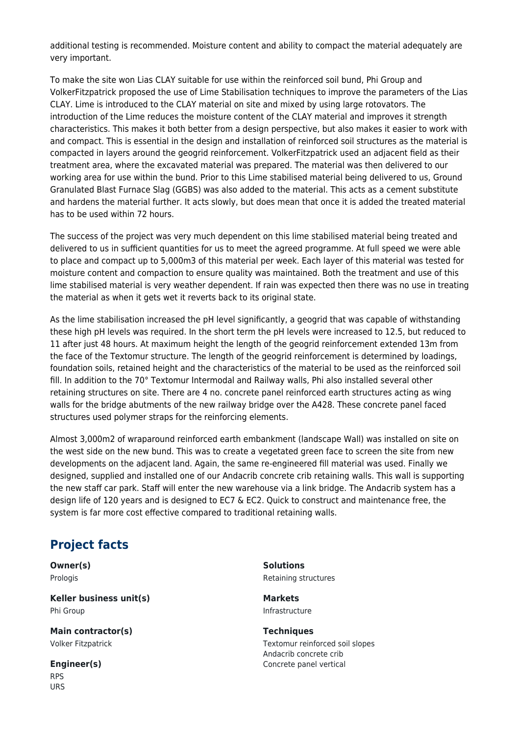additional testing is recommended. Moisture content and ability to compact the material adequately are very important.

To make the site won Lias CLAY suitable for use within the reinforced soil bund, Phi Group and VolkerFitzpatrick proposed the use of Lime Stabilisation techniques to improve the parameters of the Lias CLAY. Lime is introduced to the CLAY material on site and mixed by using large rotovators. The introduction of the Lime reduces the moisture content of the CLAY material and improves it strength characteristics. This makes it both better from a design perspective, but also makes it easier to work with and compact. This is essential in the design and installation of reinforced soil structures as the material is compacted in layers around the geogrid reinforcement. VolkerFitzpatrick used an adjacent field as their treatment area, where the excavated material was prepared. The material was then delivered to our working area for use within the bund. Prior to this Lime stabilised material being delivered to us, Ground Granulated Blast Furnace Slag (GGBS) was also added to the material. This acts as a cement substitute and hardens the material further. It acts slowly, but does mean that once it is added the treated material has to be used within 72 hours.

The success of the project was very much dependent on this lime stabilised material being treated and delivered to us in sufficient quantities for us to meet the agreed programme. At full speed we were able to place and compact up to 5,000m3 of this material per week. Each layer of this material was tested for moisture content and compaction to ensure quality was maintained. Both the treatment and use of this lime stabilised material is very weather dependent. If rain was expected then there was no use in treating the material as when it gets wet it reverts back to its original state.

As the lime stabilisation increased the pH level significantly, a geogrid that was capable of withstanding these high pH levels was required. In the short term the pH levels were increased to 12.5, but reduced to 11 after just 48 hours. At maximum height the length of the geogrid reinforcement extended 13m from the face of the Textomur structure. The length of the geogrid reinforcement is determined by loadings, foundation soils, retained height and the characteristics of the material to be used as the reinforced soil fill. In addition to the 70° Textomur Intermodal and Railway walls, Phi also installed several other retaining structures on site. There are 4 no. concrete panel reinforced earth structures acting as wing walls for the bridge abutments of the new railway bridge over the A428. These concrete panel faced structures used polymer straps for the reinforcing elements.

Almost 3,000m2 of wraparound reinforced earth embankment (landscape Wall) was installed on site on the west side on the new bund. This was to create a vegetated green face to screen the site from new developments on the adjacent land. Again, the same re-engineered fill material was used. Finally we designed, supplied and installed one of our Andacrib concrete crib retaining walls. This wall is supporting the new staff car park. Staff will enter the new warehouse via a link bridge. The Andacrib system has a design life of 120 years and is designed to EC7 & EC2. Quick to construct and maintenance free, the system is far more cost effective compared to traditional retaining walls.

## Project facts

**Owner(s)**
Prologis

**Keller business unit(s)**
Phi Group

**Main contractor(s)**
Volker Fitzpatrick

**Engineer(s)**
RPS
URS

**Solutions**
Retaining structures

**Markets**
Infrastructure

**Techniques**
Textomur reinforced soil slopes
Andacrib concrete crib
Concrete panel vertical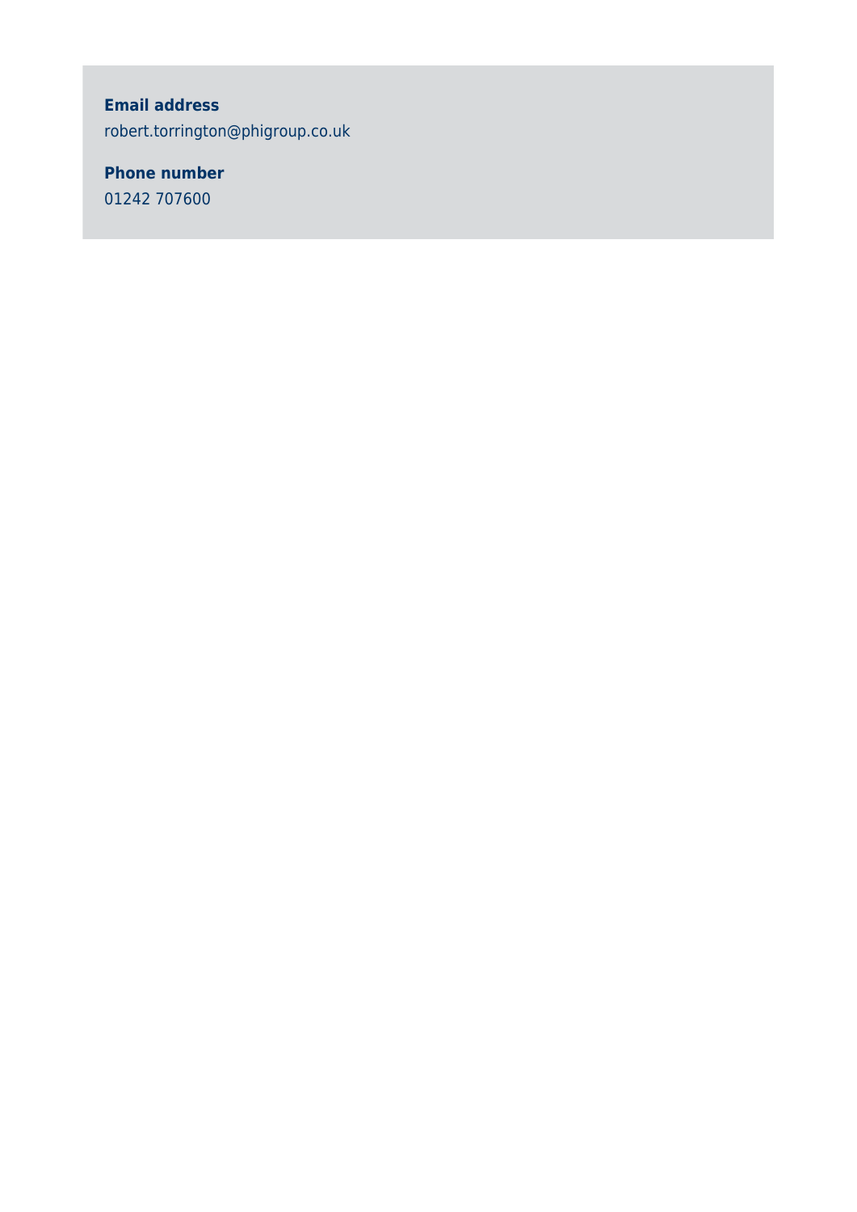**Email address**
robert.torrington@phigroup.co.uk

**Phone number**
01242 707600